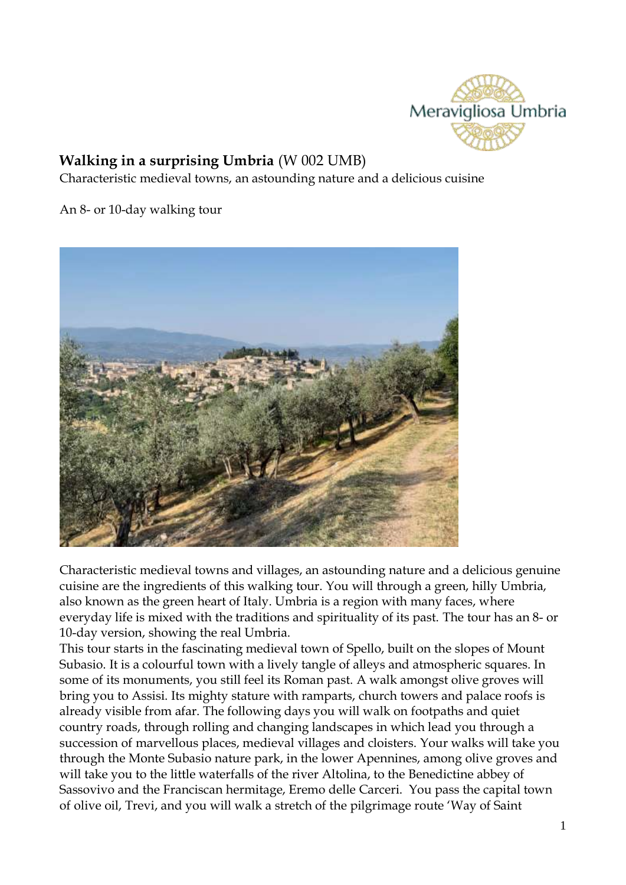Meravigliosa Umbria

**Walking in a surprising Umbria** (W 002 UMB)
Characteristic medieval towns, an astounding nature and a delicious cuisine

An 8- or 10-day walking tour

Characteristic medieval towns and villages, an astounding nature and a delicious genuine cuisine are the ingredients of this walking tour. You will through a green, hilly Umbria, also known as the green heart of Italy. Umbria is a region with many faces, where everyday life is mixed with the traditions and spirituality of its past. The tour has an 8- or 10-day version, showing the real Umbria.
This tour starts in the fascinating medieval town of Spello, built on the slopes of Mount Subasio. It is a colourful town with a lively tangle of alleys and atmospheric squares. In some of its monuments, you still feel its Roman past. A walk amongst olive groves will bring you to Assisi. Its mighty stature with ramparts, church towers and palace roofs is already visible from afar. The following days you will walk on footpaths and quiet country roads, through rolling and changing landscapes in which lead you through a succession of marvellous places, medieval villages and cloisters. Your walks will take you through the Monte Subasio nature park, in the lower Apennines, among olive groves and will take you to the little waterfalls of the river Altolina, to the Benedictine abbey of Sassovivo and the Franciscan hermitage, Eremo delle Carceri. You pass the capital town of olive oil, Trevi, and you will walk a stretch of the pilgrimage route 'Way of Saint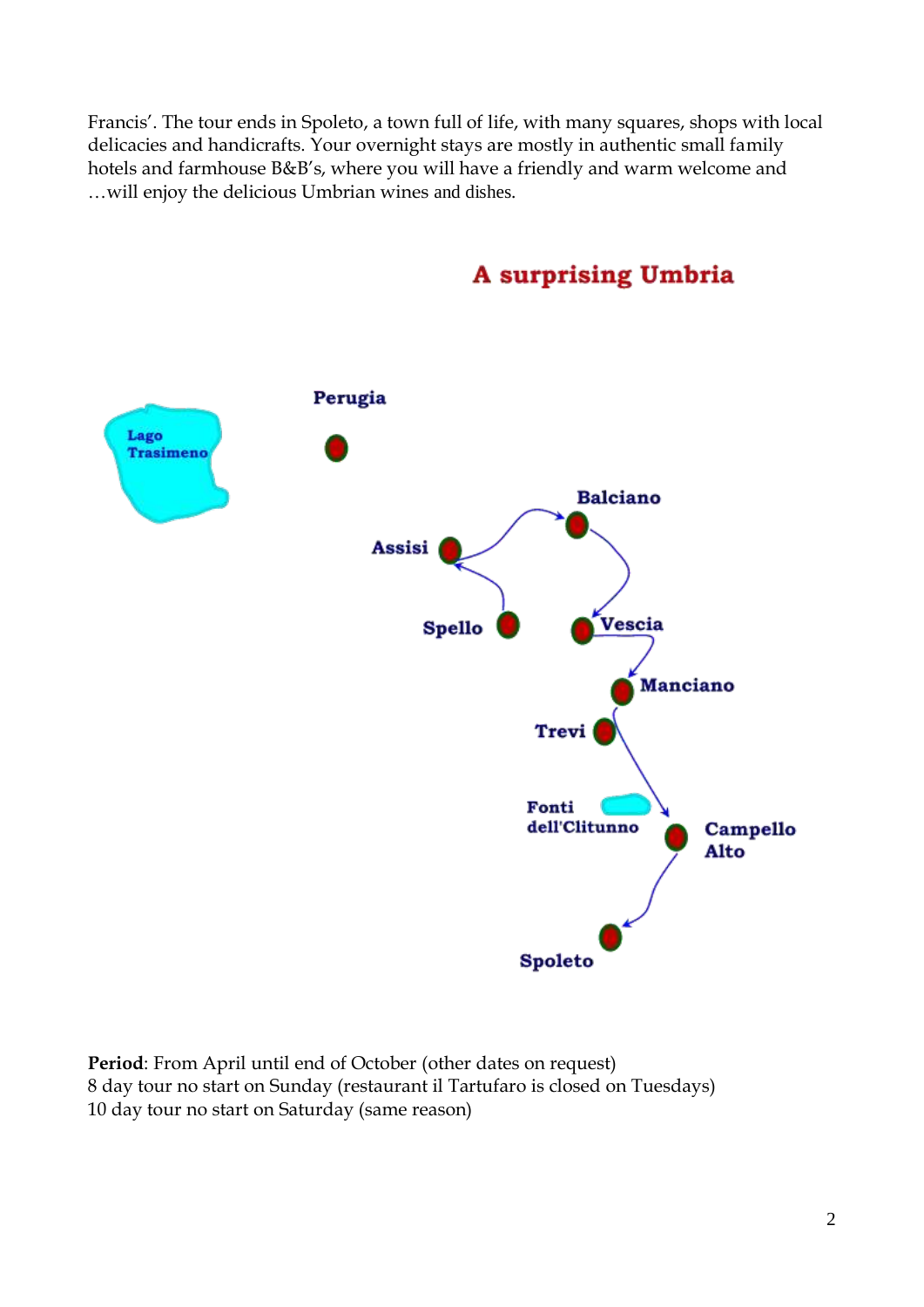Francis'. The tour ends in Spoleto, a town full of life, with many squares, shops with local delicacies and handicrafts. Your overnight stays are mostly in authentic small family hotels and farmhouse B&B's, where you will have a friendly and warm welcome and …will enjoy the delicious Umbrian wines and dishes.

## A surprising Umbria

Perugia

Lago Trasimeno

Balciano

Assisi

Spello

Vescia

Manciano

Trevi

Fonti dell'Clitunno

Campello Alto

Spoleto

**Period**: From April until end of October (other dates on request)
8 day tour no start on Sunday (restaurant il Tartufaro is closed on Tuesdays)
10 day tour no start on Saturday (same reason)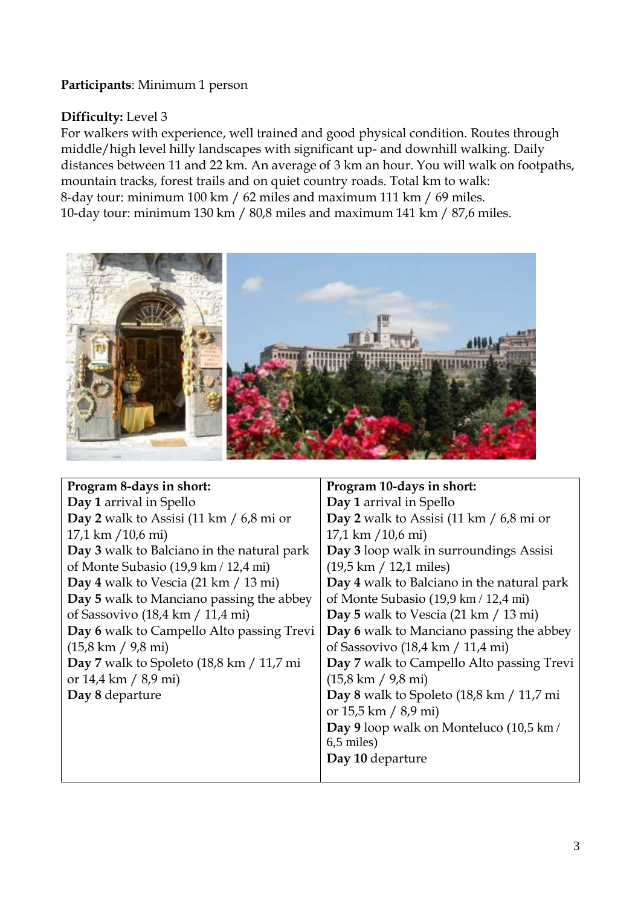**Participants**: Minimum 1 person

**Difficulty:** Level 3

For walkers with experience, well trained and good physical condition. Routes through middle/high level hilly landscapes with significant up- and downhill walking. Daily distances between 11 and 22 km. An average of 3 km an hour. You will walk on footpaths, mountain tracks, forest trails and on quiet country roads. Total km to walk:

8-day tour: minimum 100 km / 62 miles and maximum 111 km / 69 miles.

10-day tour: minimum 130 km / 80,8 miles and maximum 141 km / 87,6 miles.

| **Program 8-days in short:** | **Program 10-days in short:** |
|---|---|
| **Day 1** arrival in Spello | **Day 1** arrival in Spello |
| **Day 2** walk to Assisi (11 km / 6,8 mi or 17,1 km /10,6 mi) | **Day 2** walk to Assisi (11 km / 6,8 mi or 17,1 km /10,6 mi) |
| **Day 3** walk to Balciano in the natural park of Monte Subasio (19,9 km / 12,4 mi) | **Day 3** loop walk in surroundings Assisi (19,5 km / 12,1 miles) |
| **Day 4** walk to Vescia (21 km / 13 mi) | **Day 4** walk to Balciano in the natural park of Monte Subasio (19,9 km / 12,4 mi) |
| **Day 5** walk to Manciano passing the abbey of Sassovivo (18,4 km / 11,4 mi) | **Day 5** walk to Vescia (21 km / 13 mi) |
| **Day 6** walk to Campello Alto passing Trevi (15,8 km / 9,8 mi) | **Day 6** walk to Manciano passing the abbey of Sassovivo (18,4 km / 11,4 mi) |
| **Day 7** walk to Spoleto (18,8 km / 11,7 mi or 14,4 km / 8,9 mi) | **Day 7** walk to Campello Alto passing Trevi (15,8 km / 9,8 mi) |
| **Day 8** departure | **Day 8** walk to Spoleto (18,8 km / 11,7 mi or 15,5 km / 8,9 mi) |
| | **Day 9** loop walk on Monteluco (10,5 km / 6,5 miles) |
| | **Day 10** departure |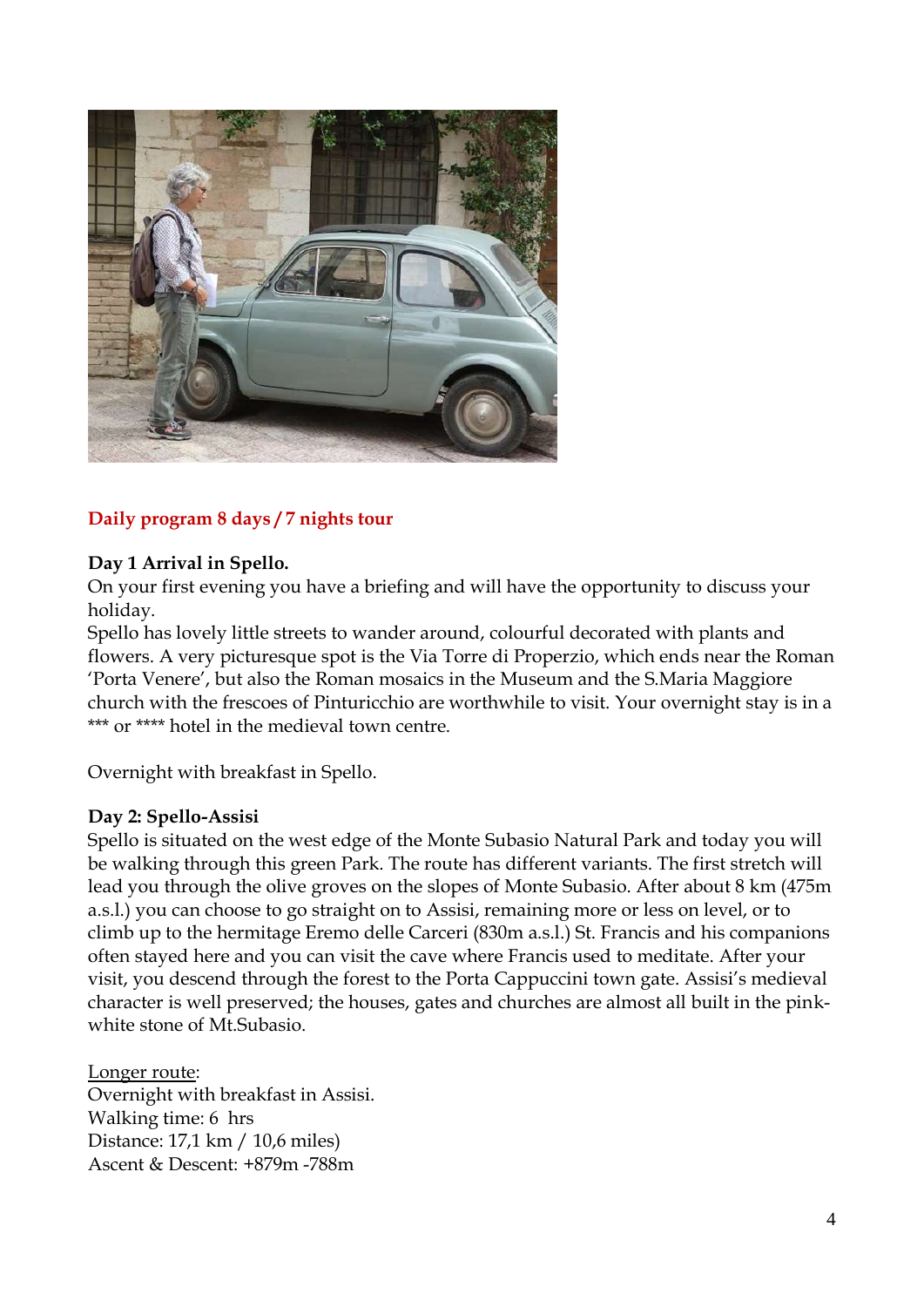## Daily program 8 days / 7 nights tour

**Day 1 Arrival in Spello.**

On your first evening you have a briefing and will have the opportunity to discuss your holiday.

Spello has lovely little streets to wander around, colourful decorated with plants and flowers. A very picturesque spot is the Via Torre di Properzio, which ends near the Roman 'Porta Venere', but also the Roman mosaics in the Museum and the S.Maria Maggiore church with the frescoes of Pinturicchio are worthwhile to visit. Your overnight stay is in a *** or **** hotel in the medieval town centre.

Overnight with breakfast in Spello.

**Day 2: Spello-Assisi**

Spello is situated on the west edge of the Monte Subasio Natural Park and today you will be walking through this green Park. The route has different variants. The first stretch will lead you through the olive groves on the slopes of Monte Subasio. After about 8 km (475m a.s.l.) you can choose to go straight on to Assisi, remaining more or less on level, or to climb up to the hermitage Eremo delle Carceri (830m a.s.l.) St. Francis and his companions often stayed here and you can visit the cave where Francis used to meditate. After your visit, you descend through the forest to the Porta Cappuccini town gate. Assisi's medieval character is well preserved; the houses, gates and churches are almost all built in the pink-white stone of Mt.Subasio.

<u>Longer route</u>:
Overnight with breakfast in Assisi.
Walking time: 6 hrs
Distance: 17,1 km / 10,6 miles)
Ascent & Descent: +879m -788m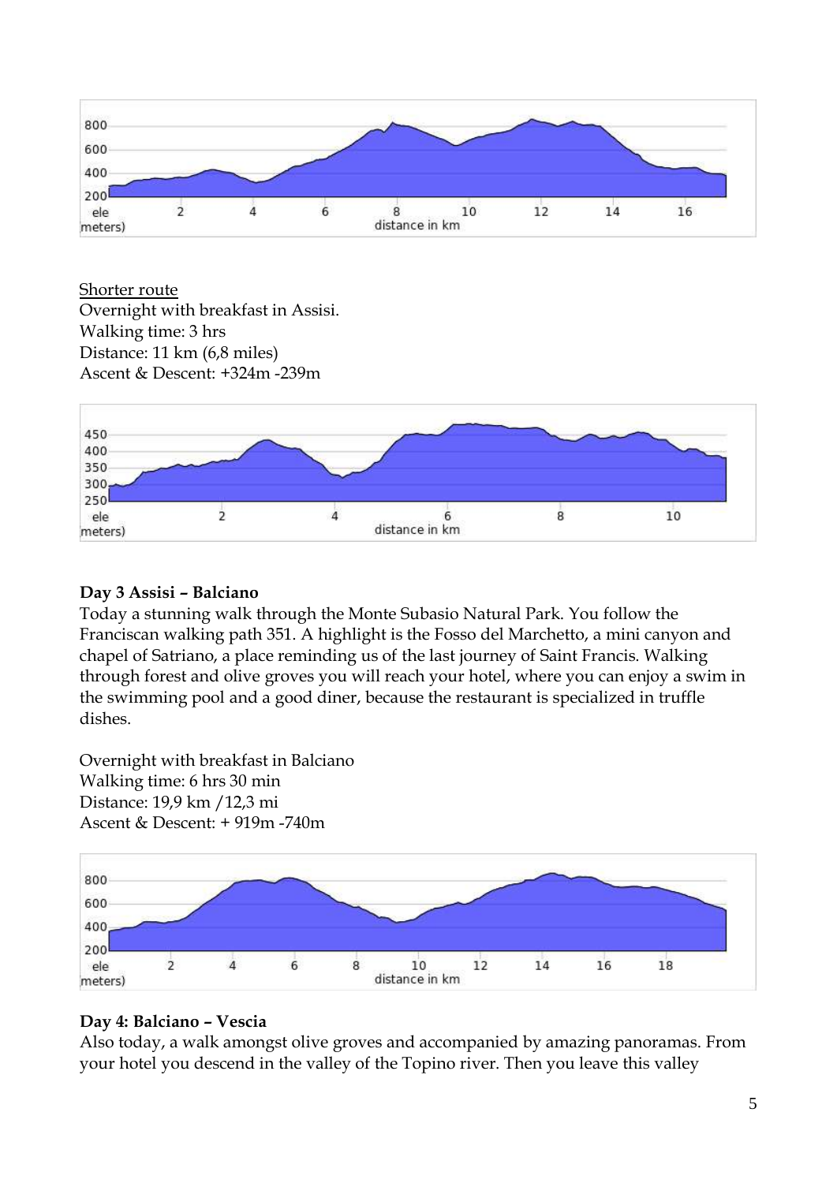Shorter route
Overnight with breakfast in Assisi.
Walking time: 3 hrs
Distance: 11 km (6,8 miles)
Ascent & Descent: +324m -239m

**Day 3 Assisi – Balciano**

Today a stunning walk through the Monte Subasio Natural Park. You follow the Franciscan walking path 351. A highlight is the Fosso del Marchetto, a mini canyon and chapel of Satriano, a place reminding us of the last journey of Saint Francis. Walking through forest and olive groves you will reach your hotel, where you can enjoy a swim in the swimming pool and a good diner, because the restaurant is specialized in truffle dishes.

Overnight with breakfast in Balciano
Walking time: 6 hrs 30 min
Distance: 19,9 km /12,3 mi
Ascent & Descent: + 919m -740m

**Day 4: Balciano – Vescia**

Also today, a walk amongst olive groves and accompanied by amazing panoramas. From your hotel you descend in the valley of the Topino river. Then you leave this valley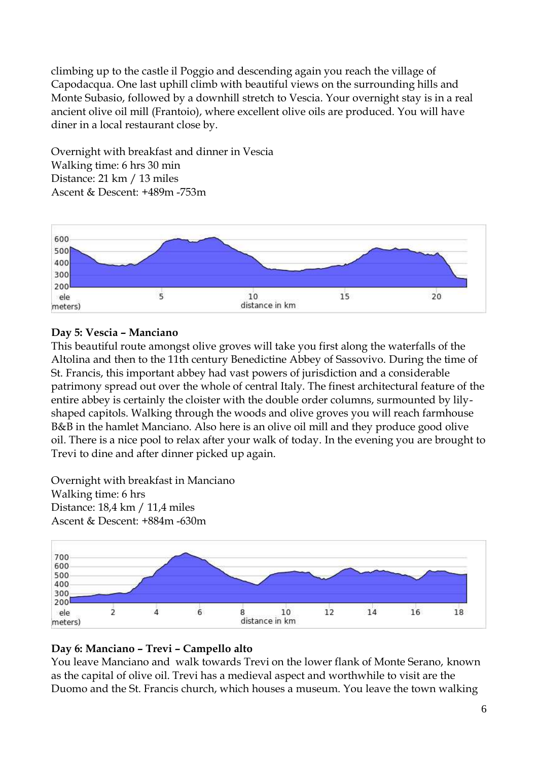climbing up to the castle il Poggio and descending again you reach the village of Capodacqua. One last uphill climb with beautiful views on the surrounding hills and Monte Subasio, followed by a downhill stretch to Vescia. Your overnight stay is in a real ancient olive oil mill (Frantoio), where excellent olive oils are produced. You will have diner in a local restaurant close by.

Overnight with breakfast and dinner in Vescia
Walking time: 6 hrs 30 min
Distance: 21 km / 13 miles
Ascent & Descent: +489m -753m

### Day 5: Vescia – Manciano

This beautiful route amongst olive groves will take you first along the waterfalls of the Altolina and then to the 11th century Benedictine Abbey of Sassovivo. During the time of St. Francis, this important abbey had vast powers of jurisdiction and a considerable patrimony spread out over the whole of central Italy. The finest architectural feature of the entire abbey is certainly the cloister with the double order columns, surmounted by lily-shaped capitols. Walking through the woods and olive groves you will reach farmhouse B&B in the hamlet Manciano. Also here is an olive oil mill and they produce good olive oil. There is a nice pool to relax after your walk of today. In the evening you are brought to Trevi to dine and after dinner picked up again.

Overnight with breakfast in Manciano
Walking time: 6 hrs
Distance: 18,4 km / 11,4 miles
Ascent & Descent: +884m -630m

### Day 6: Manciano – Trevi – Campello alto

You leave Manciano and walk towards Trevi on the lower flank of Monte Serano, known as the capital of olive oil. Trevi has a medieval aspect and worthwhile to visit are the Duomo and the St. Francis church, which houses a museum. You leave the town walking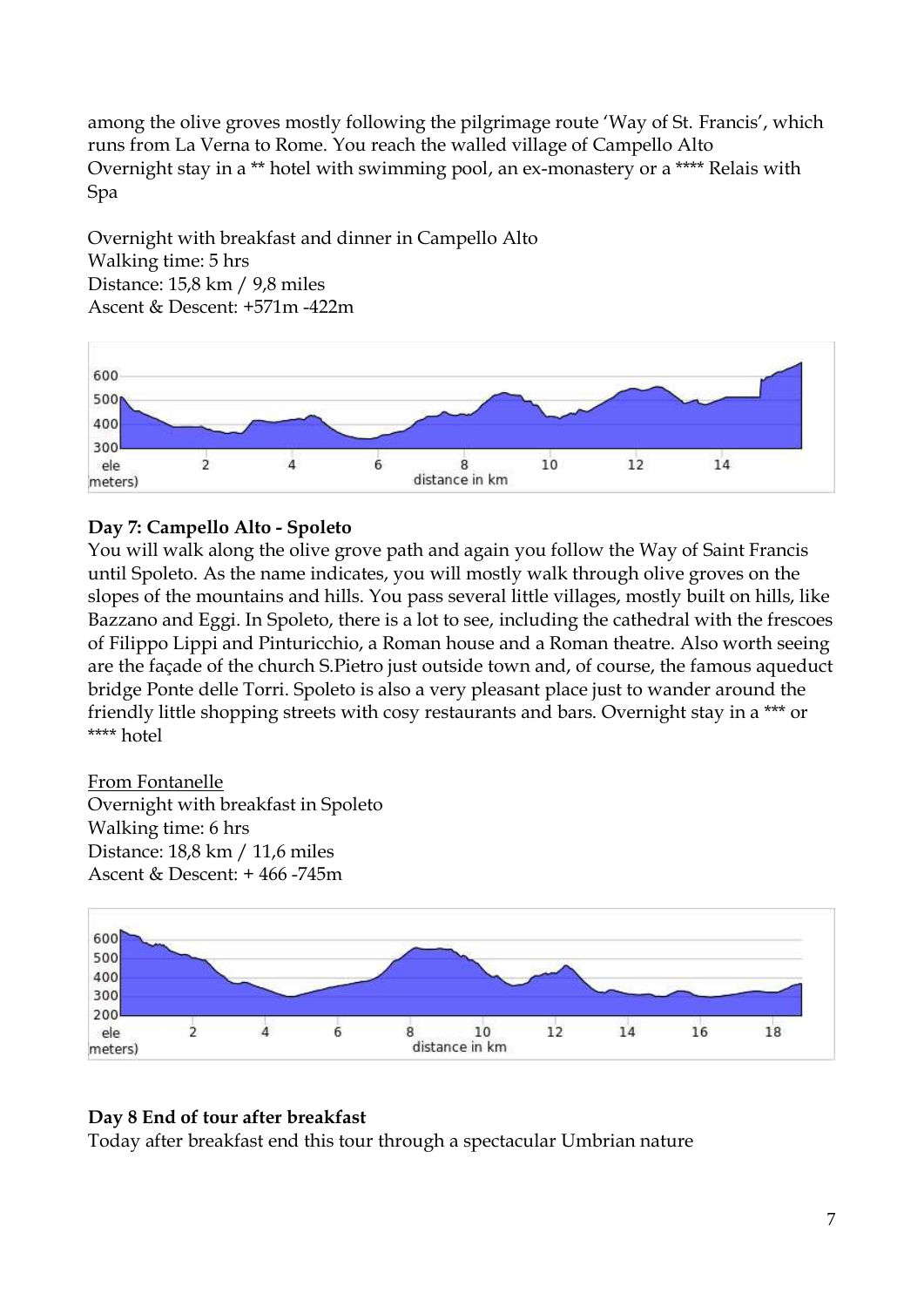among the olive groves mostly following the pilgrimage route 'Way of St. Francis', which runs from La Verna to Rome. You reach the walled village of Campello Alto
Overnight stay in a ** hotel with swimming pool, an ex-monastery or a **** Relais with Spa

Overnight with breakfast and dinner in Campello Alto
Walking time: 5 hrs
Distance: 15,8 km / 9,8 miles
Ascent & Descent: +571m -422m

**Day 7: Campello Alto - Spoleto**

You will walk along the olive grove path and again you follow the Way of Saint Francis until Spoleto. As the name indicates, you will mostly walk through olive groves on the slopes of the mountains and hills. You pass several little villages, mostly built on hills, like Bazzano and Eggi. In Spoleto, there is a lot to see, including the cathedral with the frescoes of Filippo Lippi and Pinturicchio, a Roman house and a Roman theatre. Also worth seeing are the façade of the church S.Pietro just outside town and, of course, the famous aqueduct bridge Ponte delle Torri. Spoleto is also a very pleasant place just to wander around the friendly little shopping streets with cosy restaurants and bars. Overnight stay in a *** or **** hotel

From Fontanelle
Overnight with breakfast in Spoleto
Walking time: 6 hrs
Distance: 18,8 km / 11,6 miles
Ascent & Descent: + 466 -745m

**Day 8 End of tour after breakfast**

Today after breakfast end this tour through a spectacular Umbrian nature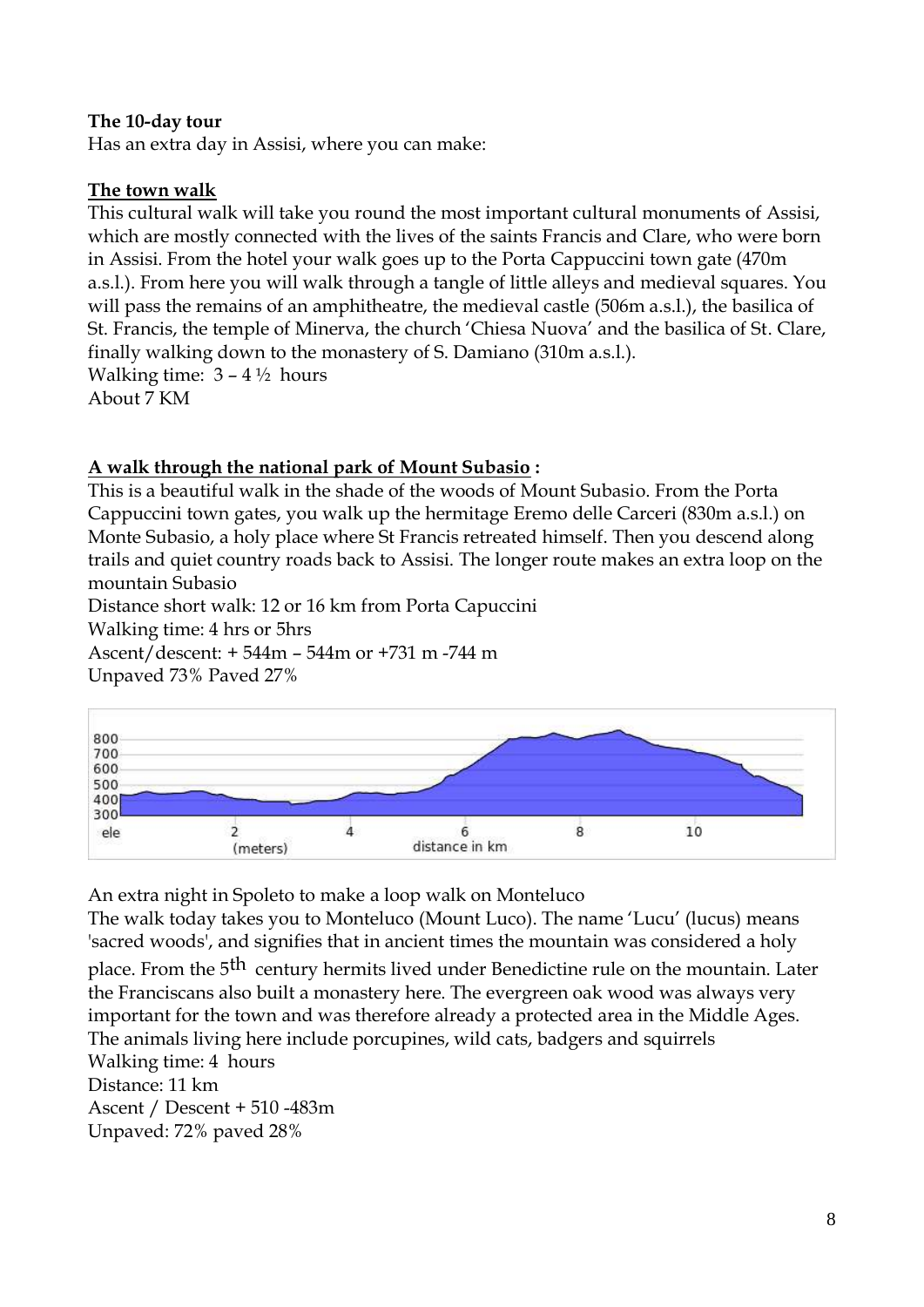**The 10-day tour**
Has an extra day in Assisi, where you can make:

**The town walk**

This cultural walk will take you round the most important cultural monuments of Assisi, which are mostly connected with the lives of the saints Francis and Clare, who were born in Assisi. From the hotel your walk goes up to the Porta Cappuccini town gate (470m a.s.l.). From here you will walk through a tangle of little alleys and medieval squares. You will pass the remains of an amphitheatre, the medieval castle (506m a.s.l.), the basilica of St. Francis, the temple of Minerva, the church 'Chiesa Nuova' and the basilica of St. Clare, finally walking down to the monastery of S. Damiano (310m a.s.l.).
Walking time: 3 – 4 ½ hours
About 7 KM

**A walk through the national park of Mount Subasio :**

This is a beautiful walk in the shade of the woods of Mount Subasio. From the Porta Cappuccini town gates, you walk up the hermitage Eremo delle Carceri (830m a.s.l.) on Monte Subasio, a holy place where St Francis retreated himself. Then you descend along trails and quiet country roads back to Assisi. The longer route makes an extra loop on the mountain Subasio
Distance short walk: 12 or 16 km from Porta Capuccini
Walking time: 4 hrs or 5hrs
Ascent/descent: + 544m – 544m or +731 m -744 m
Unpaved 73% Paved 27%

An extra night in Spoleto to make a loop walk on Monteluco
The walk today takes you to Monteluco (Mount Luco). The name 'Lucu' (lucus) means 'sacred woods', and signifies that in ancient times the mountain was considered a holy place. From the 5th century hermits lived under Benedictine rule on the mountain. Later the Franciscans also built a monastery here. The evergreen oak wood was always very important for the town and was therefore already a protected area in the Middle Ages. The animals living here include porcupines, wild cats, badgers and squirrels
Walking time: 4 hours
Distance: 11 km
Ascent / Descent + 510 -483m
Unpaved: 72% paved 28%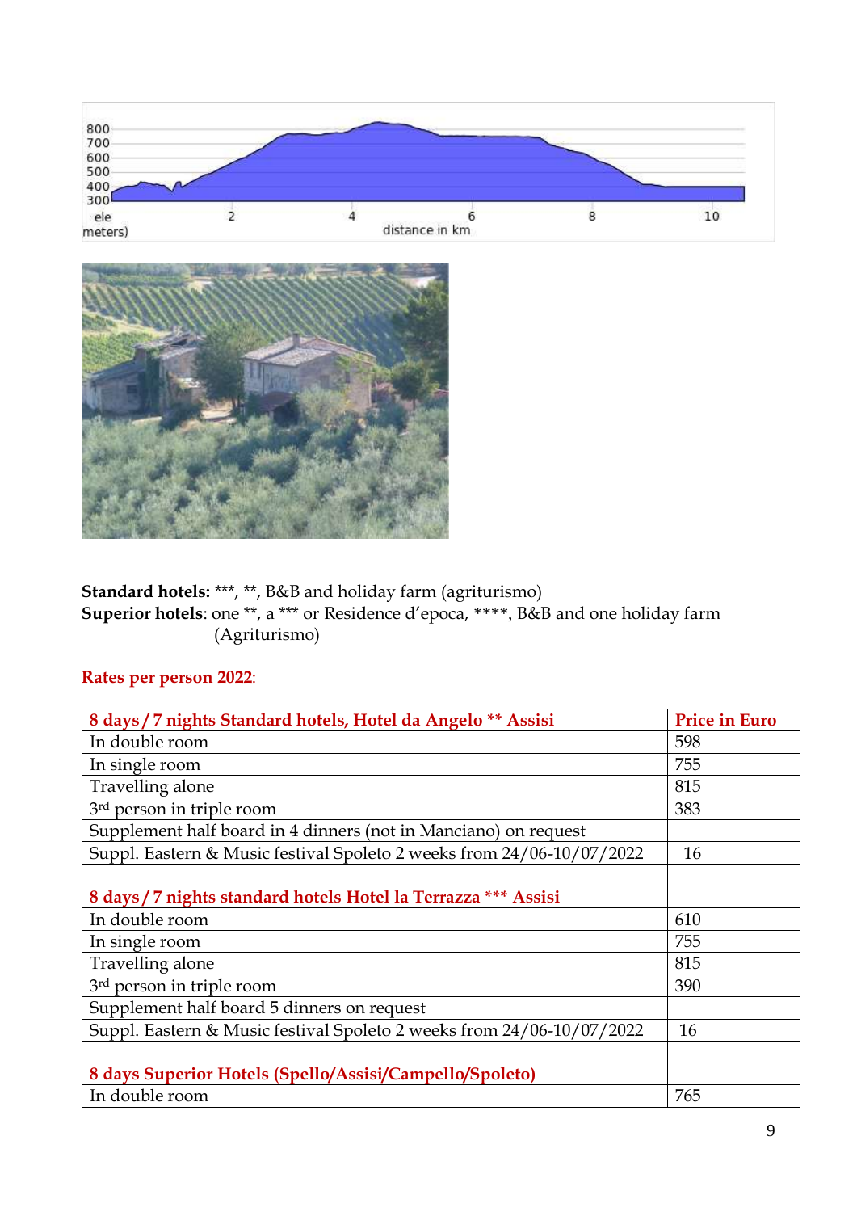**Standard hotels:** ***, **, B&B and holiday farm (agriturismo)
**Superior hotels**: one **, a *** or Residence d'epoca, ****, B&B and one holiday farm (Agriturismo)

**Rates per person 2022**:

| **8 days / 7 nights Standard hotels, Hotel da Angelo ** Assisi** | **Price in Euro** |
|---|---|
| In double room | 598 |
| In single room | 755 |
| Travelling alone | 815 |
| 3rd person in triple room | 383 |
| Supplement half board in 4 dinners (not in Manciano) on request | |
| Suppl. Eastern & Music festival Spoleto 2 weeks from 24/06-10/07/2022 | 16 |
| | |
| **8 days / 7 nights standard hotels Hotel la Terrazza *** Assisi** | |
| In double room | 610 |
| In single room | 755 |
| Travelling alone | 815 |
| 3rd person in triple room | 390 |
| Supplement half board 5 dinners on request | |
| Suppl. Eastern & Music festival Spoleto 2 weeks from 24/06-10/07/2022 | 16 |
| | |
| **8 days Superior Hotels (Spello/Assisi/Campello/Spoleto)** | |
| In double room | 765 |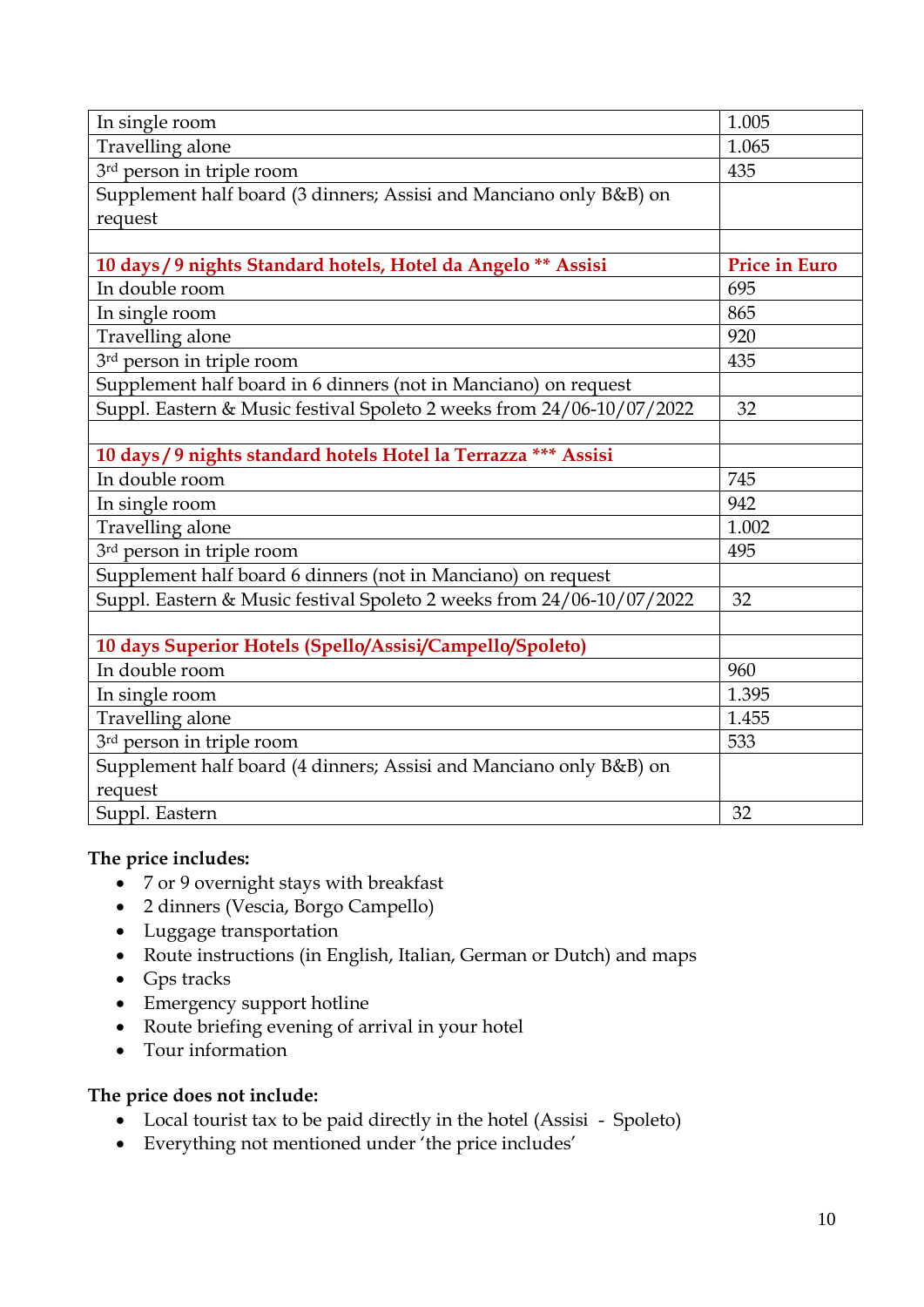| In single room | 1.005 |
|---|---|
| Travelling alone | 1.065 |
| 3rd person in triple room | 435 |
| Supplement half board (3 dinners; Assisi and Manciano only B&B) on request | |
| | |
| **10 days / 9 nights Standard hotels, Hotel da Angelo ** Assisi** | **Price in Euro** |
| In double room | 695 |
| In single room | 865 |
| Travelling alone | 920 |
| 3rd person in triple room | 435 |
| Supplement half board in 6 dinners (not in Manciano) on request | |
| Suppl. Eastern & Music festival Spoleto 2 weeks from 24/06-10/07/2022 | 32 |
| | |
| **10 days / 9 nights standard hotels Hotel la Terrazza *** Assisi** | |
| In double room | 745 |
| In single room | 942 |
| Travelling alone | 1.002 |
| 3rd person in triple room | 495 |
| Supplement half board 6 dinners (not in Manciano) on request | |
| Suppl. Eastern & Music festival Spoleto 2 weeks from 24/06-10/07/2022 | 32 |
| | |
| **10 days Superior Hotels (Spello/Assisi/Campello/Spoleto)** | |
| In double room | 960 |
| In single room | 1.395 |
| Travelling alone | 1.455 |
| 3rd person in triple room | 533 |
| Supplement half board (4 dinners; Assisi and Manciano only B&B) on request | |
| Suppl. Eastern | 32 |

**The price includes:**

- 7 or 9 overnight stays with breakfast
- 2 dinners (Vescia, Borgo Campello)
- Luggage transportation
- Route instructions (in English, Italian, German or Dutch) and maps
- Gps tracks
- Emergency support hotline
- Route briefing evening of arrival in your hotel
- Tour information

**The price does not include:**

- Local tourist tax to be paid directly in the hotel (Assisi - Spoleto)
- Everything not mentioned under 'the price includes'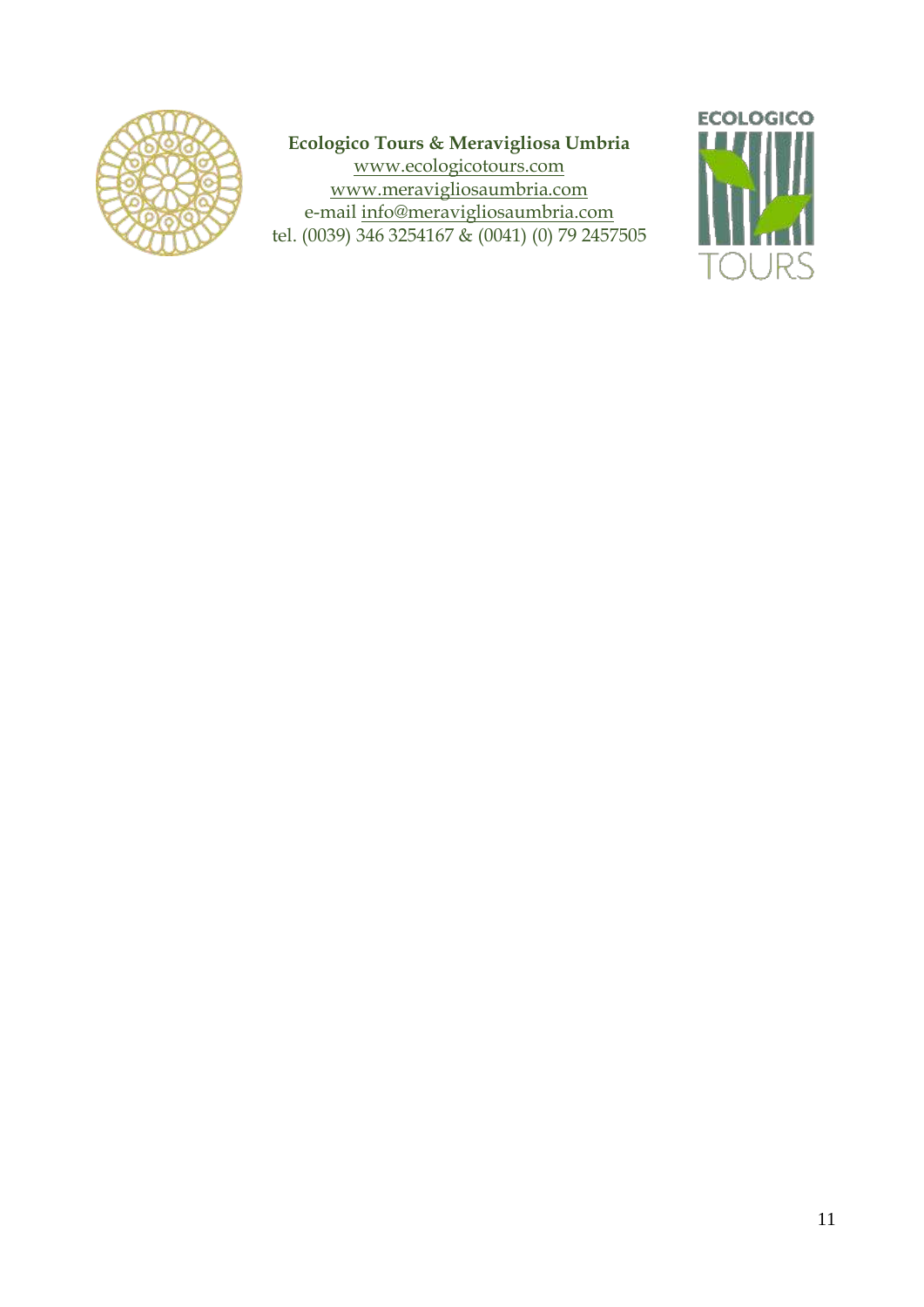**Ecologico Tours & Meravigliosa Umbria**
www.ecologicotours.com
www.meravigliosaumbria.com
e-mail info@meravigliosaumbria.com
tel. (0039) 346 3254167 & (0041) (0) 79 2457505